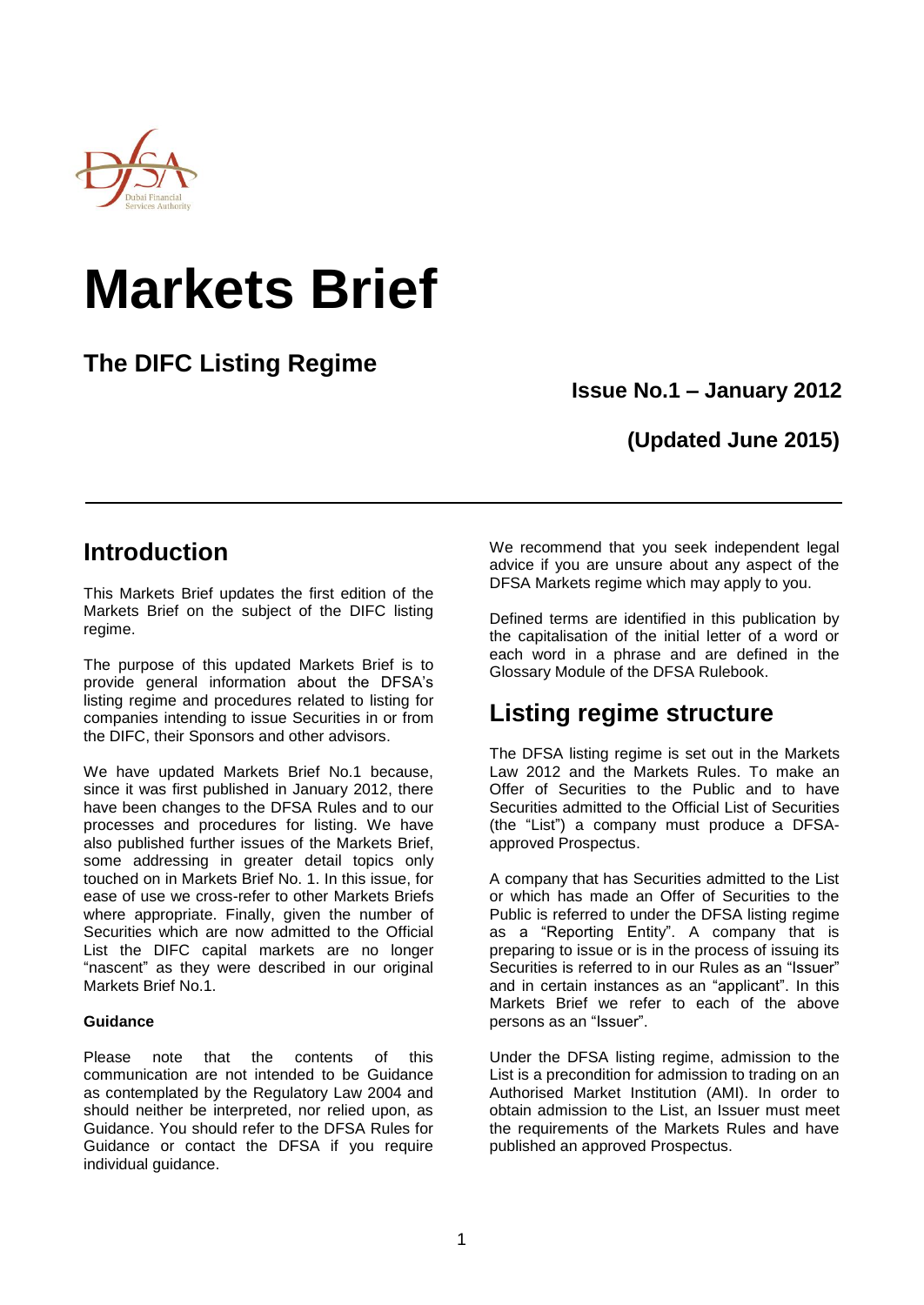# Markets Brief

## The DIFC Listing Regime

**Issue No.1 – January 2012**

**(Updated June 2015)**

---

## Introduction

This Markets Brief updates the first edition of the Markets Brief on the subject of the DIFC listing regime.

The purpose of this updated Markets Brief is to provide general information about the DFSA's listing regime and procedures related to listing for companies intending to issue Securities in or from the DIFC, their Sponsors and other advisors.

We have updated Markets Brief No.1 because, since it was first published in January 2012, there have been changes to the DFSA Rules and to our processes and procedures for listing. We have also published further issues of the Markets Brief, some addressing in greater detail topics only touched on in Markets Brief No. 1. In this issue, for ease of use we cross-refer to other Markets Briefs where appropriate. Finally, given the number of Securities which are now admitted to the Official List the DIFC capital markets are no longer "nascent" as they were described in our original Markets Brief No.1.

**Guidance**

Please note that the contents of this communication are not intended to be Guidance as contemplated by the Regulatory Law 2004 and should neither be interpreted, nor relied upon, as Guidance. You should refer to the DFSA Rules for Guidance or contact the DFSA if you require individual guidance.

We recommend that you seek independent legal advice if you are unsure about any aspect of the DFSA Markets regime which may apply to you.

Defined terms are identified in this publication by the capitalisation of the initial letter of a word or each word in a phrase and are defined in the Glossary Module of the DFSA Rulebook.

## Listing regime structure

The DFSA listing regime is set out in the Markets Law 2012 and the Markets Rules. To make an Offer of Securities to the Public and to have Securities admitted to the Official List of Securities (the "List") a company must produce a DFSA-approved Prospectus.

A company that has Securities admitted to the List or which has made an Offer of Securities to the Public is referred to under the DFSA listing regime as a "Reporting Entity". A company that is preparing to issue or is in the process of issuing its Securities is referred to in our Rules as an "Issuer" and in certain instances as an "applicant". In this Markets Brief we refer to each of the above persons as an "Issuer".

Under the DFSA listing regime, admission to the List is a precondition for admission to trading on an Authorised Market Institution (AMI). In order to obtain admission to the List, an Issuer must meet the requirements of the Markets Rules and have published an approved Prospectus.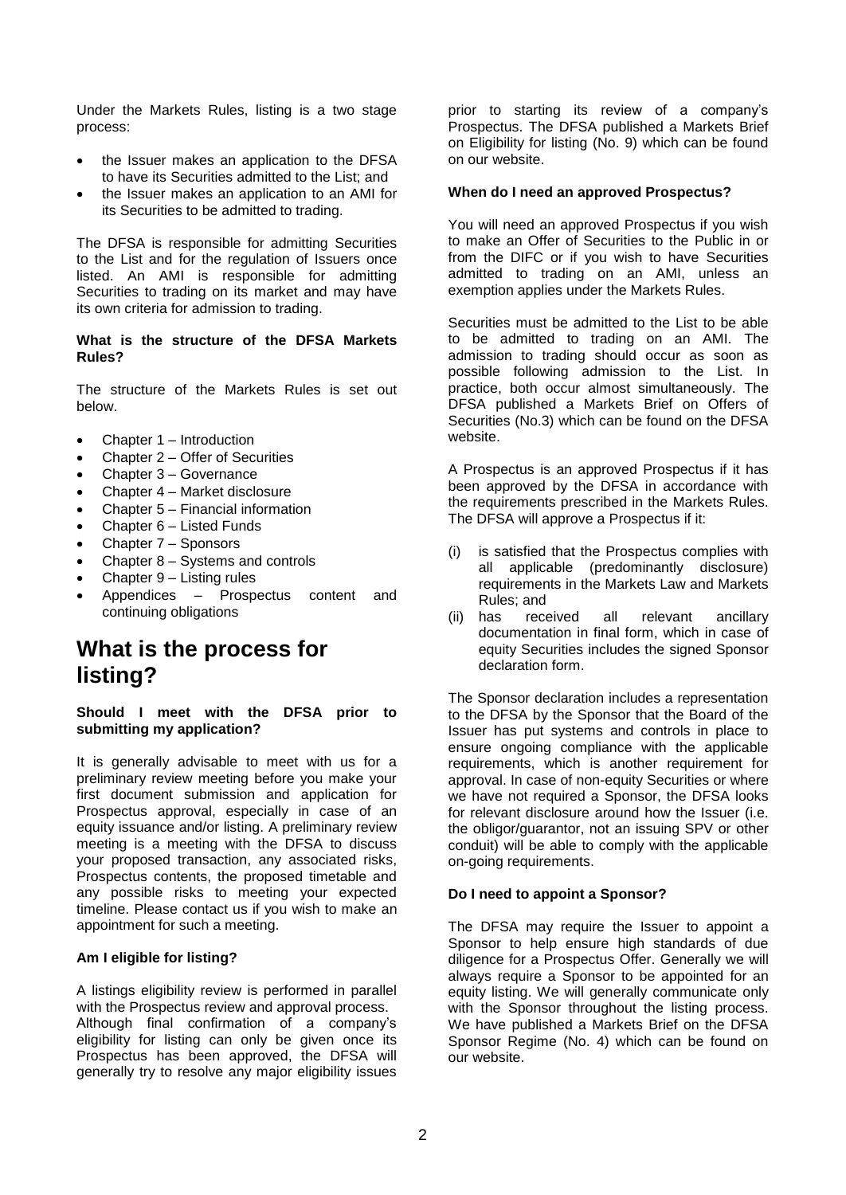Under the Markets Rules, listing is a two stage process:

- the Issuer makes an application to the DFSA to have its Securities admitted to the List; and
- the Issuer makes an application to an AMI for its Securities to be admitted to trading.

The DFSA is responsible for admitting Securities to the List and for the regulation of Issuers once listed. An AMI is responsible for admitting Securities to trading on its market and may have its own criteria for admission to trading.

**What is the structure of the DFSA Markets Rules?**

The structure of the Markets Rules is set out below.

- Chapter 1 – Introduction
- Chapter 2 – Offer of Securities
- Chapter 3 – Governance
- Chapter 4 – Market disclosure
- Chapter 5 – Financial information
- Chapter 6 – Listed Funds
- Chapter 7 – Sponsors
- Chapter 8 – Systems and controls
- Chapter 9 – Listing rules
- Appendices – Prospectus content and continuing obligations

# What is the process for listing?

**Should I meet with the DFSA prior to submitting my application?**

It is generally advisable to meet with us for a preliminary review meeting before you make your first document submission and application for Prospectus approval, especially in case of an equity issuance and/or listing. A preliminary review meeting is a meeting with the DFSA to discuss your proposed transaction, any associated risks, Prospectus contents, the proposed timetable and any possible risks to meeting your expected timeline. Please contact us if you wish to make an appointment for such a meeting.

**Am I eligible for listing?**

A listings eligibility review is performed in parallel with the Prospectus review and approval process. Although final confirmation of a company's eligibility for listing can only be given once its Prospectus has been approved, the DFSA will generally try to resolve any major eligibility issues prior to starting its review of a company's Prospectus. The DFSA published a Markets Brief on Eligibility for listing (No. 9) which can be found on our website.

**When do I need an approved Prospectus?**

You will need an approved Prospectus if you wish to make an Offer of Securities to the Public in or from the DIFC or if you wish to have Securities admitted to trading on an AMI, unless an exemption applies under the Markets Rules.

Securities must be admitted to the List to be able to be admitted to trading on an AMI. The admission to trading should occur as soon as possible following admission to the List. In practice, both occur almost simultaneously. The DFSA published a Markets Brief on Offers of Securities (No.3) which can be found on the DFSA website.

A Prospectus is an approved Prospectus if it has been approved by the DFSA in accordance with the requirements prescribed in the Markets Rules. The DFSA will approve a Prospectus if it:

(i) is satisfied that the Prospectus complies with all applicable (predominantly disclosure) requirements in the Markets Law and Markets Rules; and
(ii) has received all relevant ancillary documentation in final form, which in case of equity Securities includes the signed Sponsor declaration form.

The Sponsor declaration includes a representation to the DFSA by the Sponsor that the Board of the Issuer has put systems and controls in place to ensure ongoing compliance with the applicable requirements, which is another requirement for approval. In case of non-equity Securities or where we have not required a Sponsor, the DFSA looks for relevant disclosure around how the Issuer (i.e. the obligor/guarantor, not an issuing SPV or other conduit) will be able to comply with the applicable on-going requirements.

**Do I need to appoint a Sponsor?**

The DFSA may require the Issuer to appoint a Sponsor to help ensure high standards of due diligence for a Prospectus Offer. Generally we will always require a Sponsor to be appointed for an equity listing. We will generally communicate only with the Sponsor throughout the listing process. We have published a Markets Brief on the DFSA Sponsor Regime (No. 4) which can be found on our website.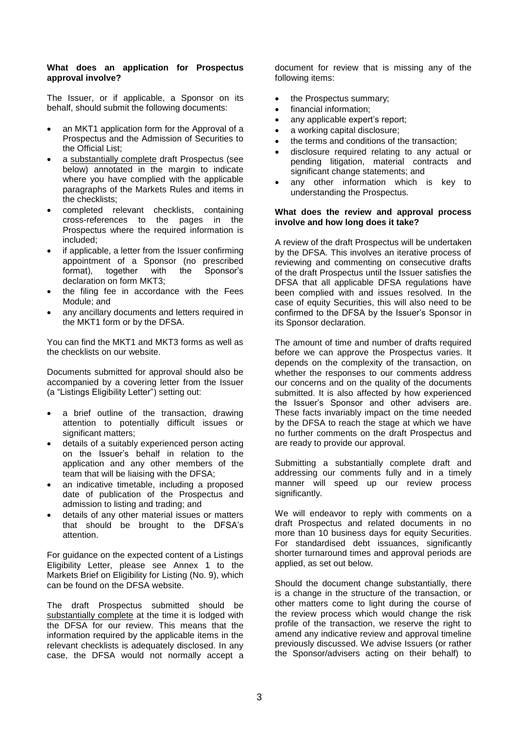**What does an application for Prospectus approval involve?**

The Issuer, or if applicable, a Sponsor on its behalf, should submit the following documents:

- an MKT1 application form for the Approval of a Prospectus and the Admission of Securities to the Official List;
- a substantially complete draft Prospectus (see below) annotated in the margin to indicate where you have complied with the applicable paragraphs of the Markets Rules and items in the checklists;
- completed relevant checklists, containing cross-references to the pages in the Prospectus where the required information is included;
- if applicable, a letter from the Issuer confirming appointment of a Sponsor (no prescribed format), together with the Sponsor's declaration on form MKT3;
- the filing fee in accordance with the Fees Module; and
- any ancillary documents and letters required in the MKT1 form or by the DFSA.

You can find the MKT1 and MKT3 forms as well as the checklists on our website.

Documents submitted for approval should also be accompanied by a covering letter from the Issuer (a "Listings Eligibility Letter") setting out:

- a brief outline of the transaction, drawing attention to potentially difficult issues or significant matters;
- details of a suitably experienced person acting on the Issuer's behalf in relation to the application and any other members of the team that will be liaising with the DFSA;
- an indicative timetable, including a proposed date of publication of the Prospectus and admission to listing and trading; and
- details of any other material issues or matters that should be brought to the DFSA's attention.

For guidance on the expected content of a Listings Eligibility Letter, please see Annex 1 to the Markets Brief on Eligibility for Listing (No. 9), which can be found on the DFSA website.

The draft Prospectus submitted should be substantially complete at the time it is lodged with the DFSA for our review. This means that the information required by the applicable items in the relevant checklists is adequately disclosed. In any case, the DFSA would not normally accept a document for review that is missing any of the following items:

- the Prospectus summary;
- financial information;
- any applicable expert's report;
- a working capital disclosure;
- the terms and conditions of the transaction;
- disclosure required relating to any actual or pending litigation, material contracts and significant change statements; and
- any other information which is key to understanding the Prospectus.

**What does the review and approval process involve and how long does it take?**

A review of the draft Prospectus will be undertaken by the DFSA. This involves an iterative process of reviewing and commenting on consecutive drafts of the draft Prospectus until the Issuer satisfies the DFSA that all applicable DFSA regulations have been complied with and issues resolved. In the case of equity Securities, this will also need to be confirmed to the DFSA by the Issuer's Sponsor in its Sponsor declaration.

The amount of time and number of drafts required before we can approve the Prospectus varies. It depends on the complexity of the transaction, on whether the responses to our comments address our concerns and on the quality of the documents submitted. It is also affected by how experienced the Issuer's Sponsor and other advisers are. These facts invariably impact on the time needed by the DFSA to reach the stage at which we have no further comments on the draft Prospectus and are ready to provide our approval.

Submitting a substantially complete draft and addressing our comments fully and in a timely manner will speed up our review process significantly.

We will endeavor to reply with comments on a draft Prospectus and related documents in no more than 10 business days for equity Securities. For standardised debt issuances, significantly shorter turnaround times and approval periods are applied, as set out below.

Should the document change substantially, there is a change in the structure of the transaction, or other matters come to light during the course of the review process which would change the risk profile of the transaction, we reserve the right to amend any indicative review and approval timeline previously discussed. We advise Issuers (or rather the Sponsor/advisers acting on their behalf) to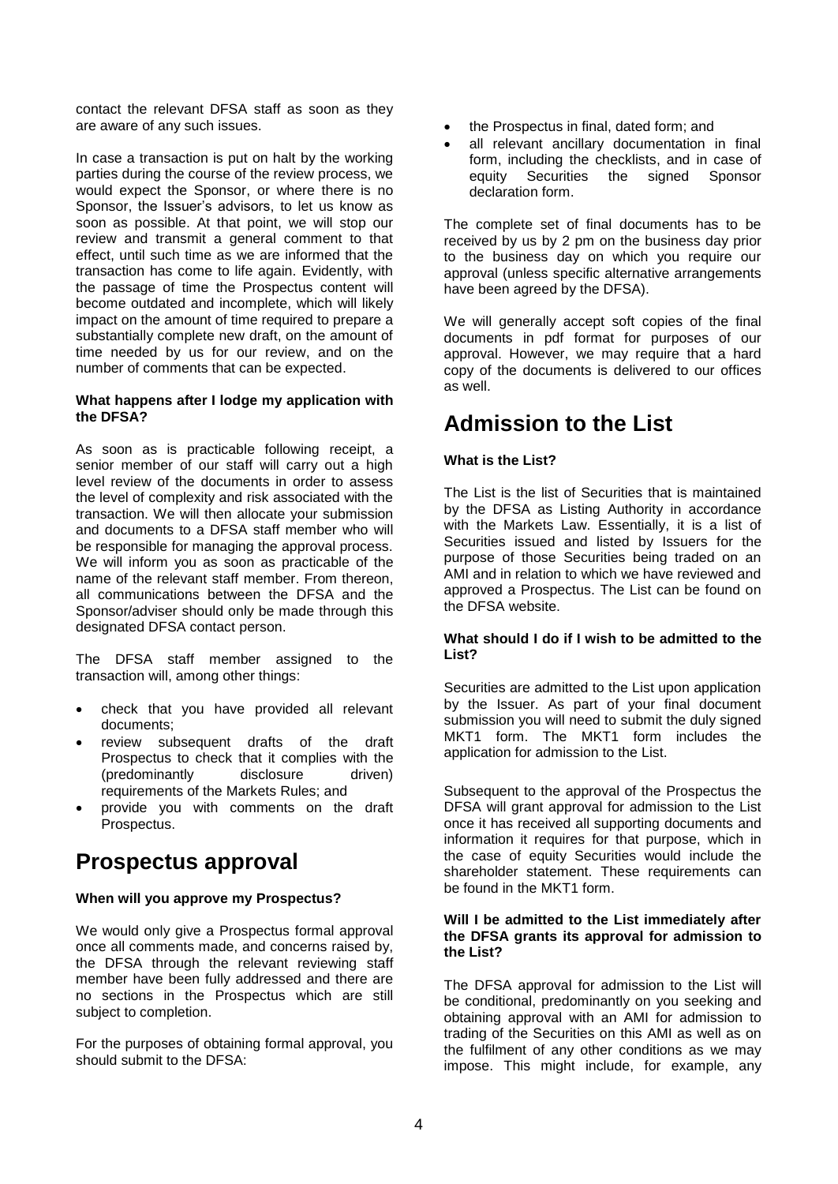contact the relevant DFSA staff as soon as they are aware of any such issues.

In case a transaction is put on halt by the working parties during the course of the review process, we would expect the Sponsor, or where there is no Sponsor, the Issuer's advisors, to let us know as soon as possible. At that point, we will stop our review and transmit a general comment to that effect, until such time as we are informed that the transaction has come to life again. Evidently, with the passage of time the Prospectus content will become outdated and incomplete, which will likely impact on the amount of time required to prepare a substantially complete new draft, on the amount of time needed by us for our review, and on the number of comments that can be expected.

**What happens after I lodge my application with the DFSA?**

As soon as is practicable following receipt, a senior member of our staff will carry out a high level review of the documents in order to assess the level of complexity and risk associated with the transaction. We will then allocate your submission and documents to a DFSA staff member who will be responsible for managing the approval process. We will inform you as soon as practicable of the name of the relevant staff member. From thereon, all communications between the DFSA and the Sponsor/adviser should only be made through this designated DFSA contact person.

The DFSA staff member assigned to the transaction will, among other things:

- check that you have provided all relevant documents;
- review subsequent drafts of the draft Prospectus to check that it complies with the (predominantly disclosure driven) requirements of the Markets Rules; and
- provide you with comments on the draft Prospectus.

# Prospectus approval

**When will you approve my Prospectus?**

We would only give a Prospectus formal approval once all comments made, and concerns raised by, the DFSA through the relevant reviewing staff member have been fully addressed and there are no sections in the Prospectus which are still subject to completion.

For the purposes of obtaining formal approval, you should submit to the DFSA:

- the Prospectus in final, dated form; and
- all relevant ancillary documentation in final form, including the checklists, and in case of equity Securities the signed Sponsor declaration form.

The complete set of final documents has to be received by us by 2 pm on the business day prior to the business day on which you require our approval (unless specific alternative arrangements have been agreed by the DFSA).

We will generally accept soft copies of the final documents in pdf format for purposes of our approval. However, we may require that a hard copy of the documents is delivered to our offices as well.

# Admission to the List

**What is the List?**

The List is the list of Securities that is maintained by the DFSA as Listing Authority in accordance with the Markets Law. Essentially, it is a list of Securities issued and listed by Issuers for the purpose of those Securities being traded on an AMI and in relation to which we have reviewed and approved a Prospectus. The List can be found on the DFSA website.

**What should I do if I wish to be admitted to the List?**

Securities are admitted to the List upon application by the Issuer. As part of your final document submission you will need to submit the duly signed MKT1 form. The MKT1 form includes the application for admission to the List.

Subsequent to the approval of the Prospectus the DFSA will grant approval for admission to the List once it has received all supporting documents and information it requires for that purpose, which in the case of equity Securities would include the shareholder statement. These requirements can be found in the MKT1 form.

**Will I be admitted to the List immediately after the DFSA grants its approval for admission to the List?**

The DFSA approval for admission to the List will be conditional, predominantly on you seeking and obtaining approval with an AMI for admission to trading of the Securities on this AMI as well as on the fulfilment of any other conditions as we may impose. This might include, for example, any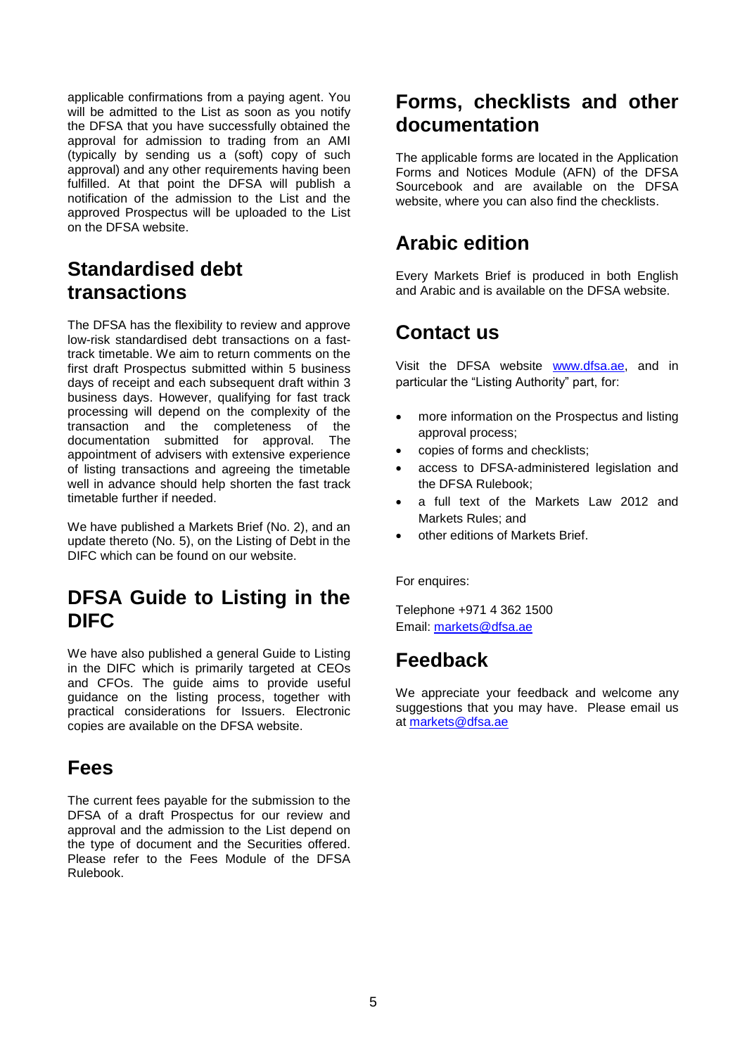applicable confirmations from a paying agent. You will be admitted to the List as soon as you notify the DFSA that you have successfully obtained the approval for admission to trading from an AMI (typically by sending us a (soft) copy of such approval) and any other requirements having been fulfilled. At that point the DFSA will publish a notification of the admission to the List and the approved Prospectus will be uploaded to the List on the DFSA website.

## Standardised debt transactions

The DFSA has the flexibility to review and approve low-risk standardised debt transactions on a fast-track timetable. We aim to return comments on the first draft Prospectus submitted within 5 business days of receipt and each subsequent draft within 3 business days. However, qualifying for fast track processing will depend on the complexity of the transaction and the completeness of the documentation submitted for approval. The appointment of advisers with extensive experience of listing transactions and agreeing the timetable well in advance should help shorten the fast track timetable further if needed.

We have published a Markets Brief (No. 2), and an update thereto (No. 5), on the Listing of Debt in the DIFC which can be found on our website.

## DFSA Guide to Listing in the DIFC

We have also published a general Guide to Listing in the DIFC which is primarily targeted at CEOs and CFOs. The guide aims to provide useful guidance on the listing process, together with practical considerations for Issuers. Electronic copies are available on the DFSA website.

## Fees

The current fees payable for the submission to the DFSA of a draft Prospectus for our review and approval and the admission to the List depend on the type of document and the Securities offered. Please refer to the Fees Module of the DFSA Rulebook.

## Forms, checklists and other documentation

The applicable forms are located in the Application Forms and Notices Module (AFN) of the DFSA Sourcebook and are available on the DFSA website, where you can also find the checklists.

## Arabic edition

Every Markets Brief is produced in both English and Arabic and is available on the DFSA website.

## Contact us

Visit the DFSA website www.dfsa.ae, and in particular the "Listing Authority" part, for:

- more information on the Prospectus and listing approval process;
- copies of forms and checklists;
- access to DFSA-administered legislation and the DFSA Rulebook;
- a full text of the Markets Law 2012 and Markets Rules; and
- other editions of Markets Brief.

For enquires:

Telephone +971 4 362 1500
Email: markets@dfsa.ae

## Feedback

We appreciate your feedback and welcome any suggestions that you may have. Please email us at markets@dfsa.ae